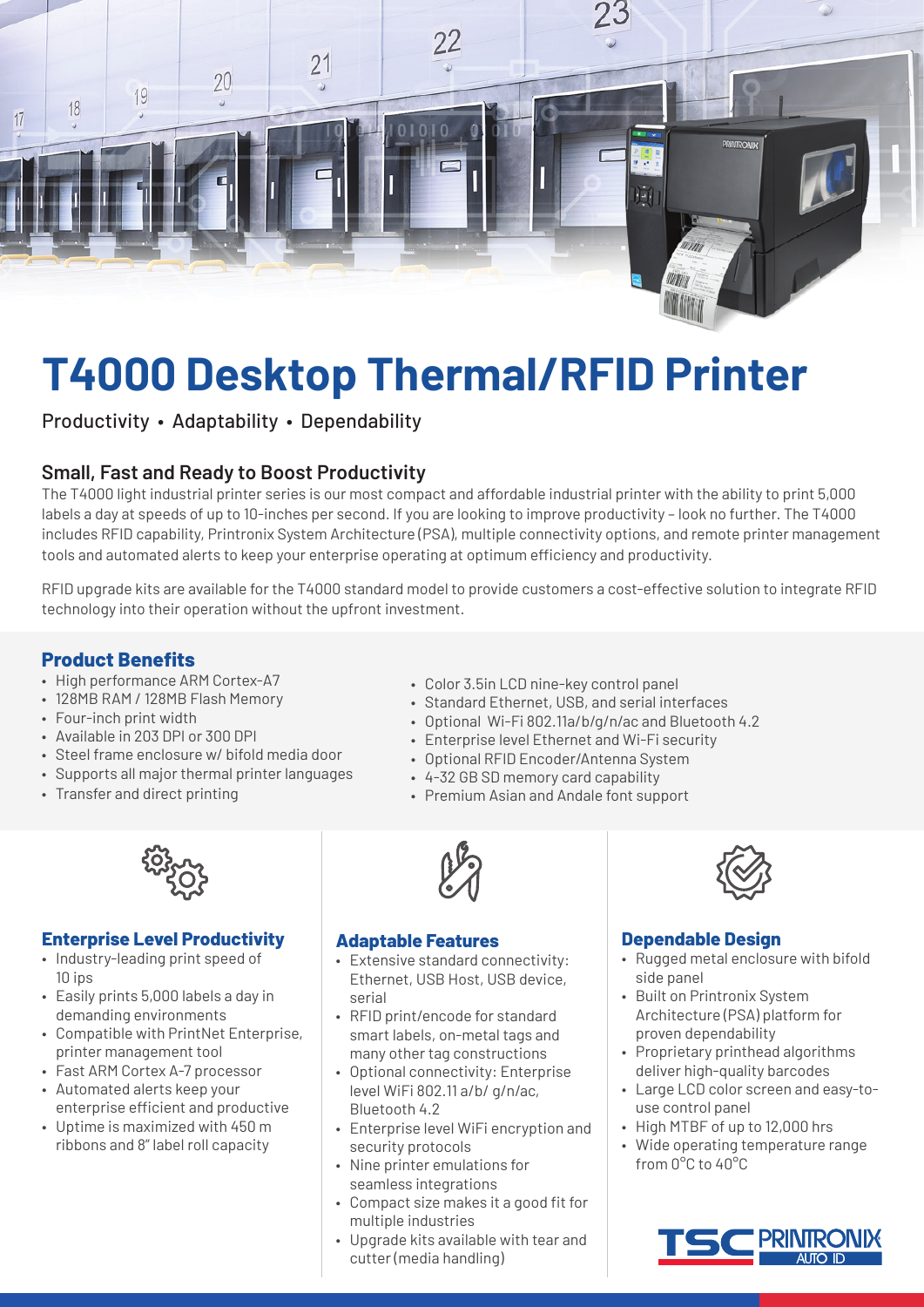# T4000 Desktop Thermal/RFID Printer

Productivity • Adaptability • Dependability

### Small, Fast and Ready to Boost Productivity

The T4000 light industrial printer series is our most compact and affordable industrial printer with the ability to print 5,000 labels a day at speeds of up to 10-inches per second. If you are looking to improve productivity – look no further. The T4000 includes RFID capability, Printronix System Architecture (PSA), multiple connectivity options, and remote printer management tools and automated alerts to keep your enterprise operating at optimum efficiency and productivity.

RFID upgrade kits are available for the T4000 standard model to provide customers a cost-effective solution to integrate RFID technology into their operation without the upfront investment.

## Product Benefits

- High performance ARM Cortex-A7
- 128MB RAM / 128MB Flash Memory
- Four-inch print width
- Available in 203 DPI or 300 DPI
- Steel frame enclosure w/ bifold media door
- Supports all major thermal printer languages
- Transfer and direct printing
- Color 3.5in LCD nine-key control panel
- Standard Ethernet, USB, and serial interfaces
- Optional Wi-Fi 802.11a/b/g/n/ac and Bluetooth 4.2
- Enterprise level Ethernet and Wi-Fi security
- Optional RFID Encoder/Antenna System
- 4-32 GB SD memory card capability
- Premium Asian and Andale font support

### Enterprise Level Productivity

- Industry-leading print speed of 10 ips
- Easily prints 5,000 labels a day in demanding environments
- Compatible with PrintNet Enterprise, printer management tool
- Fast ARM Cortex A-7 processor
- Automated alerts keep your enterprise efficient and productive
- Uptime is maximized with 450 m ribbons and 8" label roll capacity

### Adaptable Features

- Extensive standard connectivity: Ethernet, USB Host, USB device, serial
- RFID print/encode for standard smart labels, on-metal tags and many other tag constructions
- Optional connectivity: Enterprise level WiFi 802.11 a/b/ g/n/ac, Bluetooth 4.2
- Enterprise level WiFi encryption and security protocols
- Nine printer emulations for seamless integrations
- Compact size makes it a good fit for multiple industries
- Upgrade kits available with tear and cutter (media handling)

### Dependable Design

- Rugged metal enclosure with bifold side panel
- Built on Printronix System Architecture (PSA) platform for proven dependability
- Proprietary printhead algorithms deliver high-quality barcodes
- Large LCD color screen and easy-to-use control panel
- High MTBF of up to 12,000 hrs
- Wide operating temperature range from 0°C to 40°C

TSC PRINTRONIX AUTO ID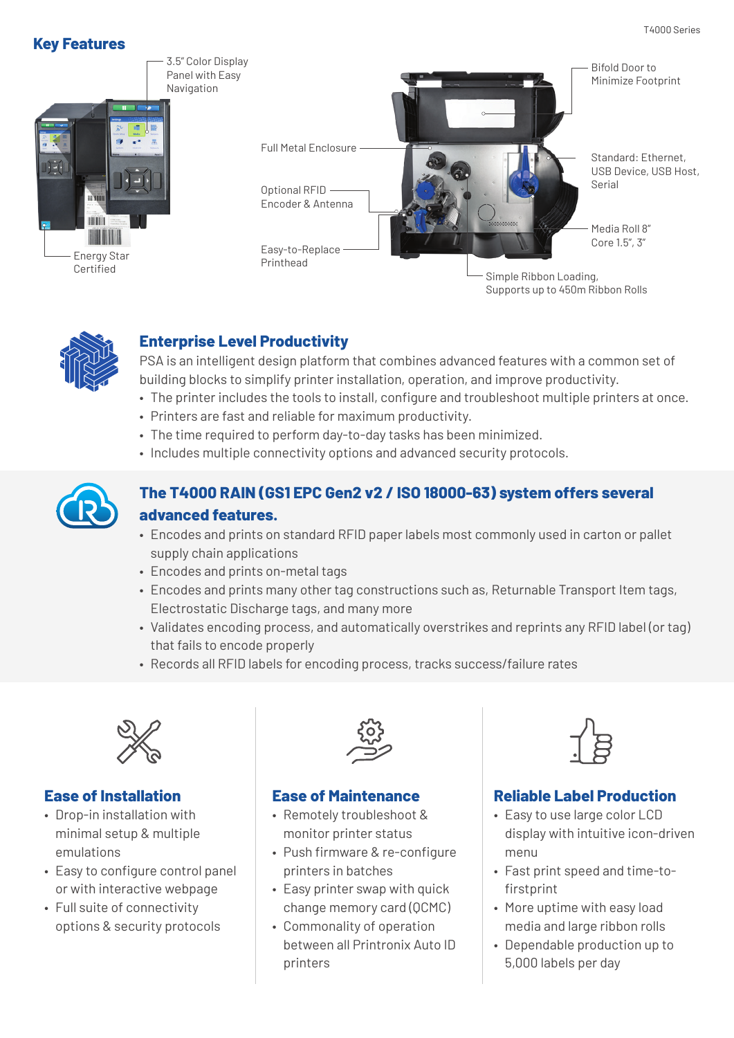## Key Features

3.5" Color Display Panel with Easy Navigation

Energy Star Certified

Full Metal Enclosure

Optional RFID Encoder & Antenna

Easy-to-Replace Printhead

Bifold Door to Minimize Footprint

Standard: Ethernet, USB Device, USB Host, Serial

Media Roll 8" Core 1.5", 3"

Simple Ribbon Loading, Supports up to 450m Ribbon Rolls

### Enterprise Level Productivity

PSA is an intelligent design platform that combines advanced features with a common set of building blocks to simplify printer installation, operation, and improve productivity.

- The printer includes the tools to install, configure and troubleshoot multiple printers at once.
- Printers are fast and reliable for maximum productivity.
- The time required to perform day-to-day tasks has been minimized.
- Includes multiple connectivity options and advanced security protocols.

### The T4000 RAIN (GS1 EPC Gen2 v2 / ISO 18000-63) system offers several advanced features.

- Encodes and prints on standard RFID paper labels most commonly used in carton or pallet supply chain applications
- Encodes and prints on-metal tags
- Encodes and prints many other tag constructions such as, Returnable Transport Item tags, Electrostatic Discharge tags, and many more
- Validates encoding process, and automatically overstrikes and reprints any RFID label (or tag) that fails to encode properly
- Records all RFID labels for encoding process, tracks success/failure rates

### Ease of Installation

- Drop-in installation with minimal setup & multiple emulations
- Easy to configure control panel or with interactive webpage
- Full suite of connectivity options & security protocols

### Ease of Maintenance

- Remotely troubleshoot & monitor printer status
- Push firmware & re-configure printers in batches
- Easy printer swap with quick change memory card (QCMC)
- Commonality of operation between all Printronix Auto ID printers

### Reliable Label Production

- Easy to use large color LCD display with intuitive icon-driven menu
- Fast print speed and time-to-firstprint
- More uptime with easy load media and large ribbon rolls
- Dependable production up to 5,000 labels per day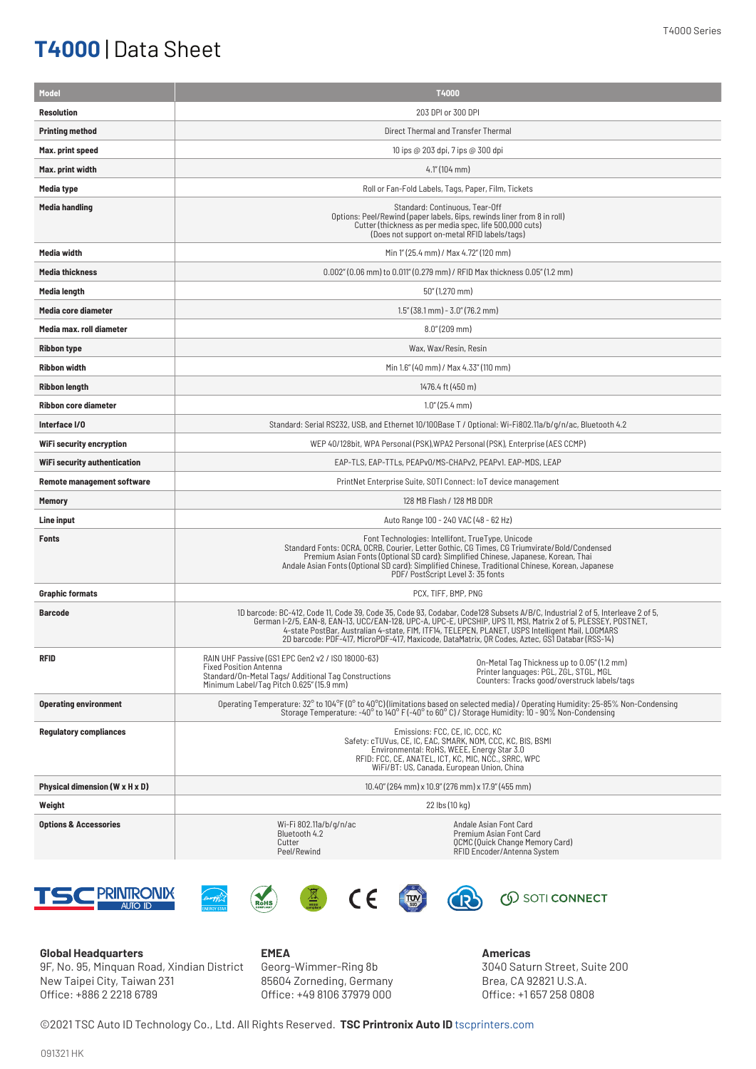# T4000 | Data Sheet

| Model | T4000 |
|---|---|
| Resolution | 203 DPI or 300 DPI |
| Printing method | Direct Thermal and Transfer Thermal |
| Max. print speed | 10 ips @ 203 dpi, 7 ips @ 300 dpi |
| Max. print width | 4.1" (104 mm) |
| Media type | Roll or Fan-Fold Labels, Tags, Paper, Film, Tickets |
| Media handling | Standard: Continuous, Tear-Off<br>Options: Peel/Rewind (paper labels, 6ips, rewinds liner from 8 in roll)<br>Cutter (thickness as per media spec, life 500,000 cuts)<br>(Does not support on-metal RFID labels/tags) |
| Media width | Min 1" (25.4 mm) / Max 4.72" (120 mm) |
| Media thickness | 0.002" (0.06 mm) to 0.011" (0.279 mm) / RFID Max thickness 0.05" (1.2 mm) |
| Media length | 50" (1,270 mm) |
| Media core diameter | 1.5" (38.1 mm) - 3.0" (76.2 mm) |
| Media max. roll diameter | 8.0" (209 mm) |
| Ribbon type | Wax, Wax/Resin, Resin |
| Ribbon width | Min 1.6" (40 mm) / Max 4.33" (110 mm) |
| Ribbon length | 1476.4 ft (450 m) |
| Ribbon core diameter | 1.0" (25.4 mm) |
| Interface I/O | Standard: Serial RS232, USB, and Ethernet 10/100Base T / Optional: Wi-Fi802.11a/b/g/n/ac, Bluetooth 4.2 |
| WiFi security encryption | WEP 40/128bit, WPA Personal (PSK), WPA2 Personal (PSK), Enterprise (AES CCMP) |
| WiFi security authentication | EAP-TLS, EAP-TTLs, PEAPv0/MS-CHAPv2, PEAPv1. EAP-MDS, LEAP |
| Remote management software | PrintNet Enterprise Suite, SOTI Connect: IoT device management |
| Memory | 128 MB Flash / 128 MB DDR |
| Line input | Auto Range 100 - 240 VAC (48 - 62 Hz) |
| Fonts | Font Technologies: Intellifont, TrueType, Unicode<br>Standard Fonts: OCRA, OCRB, Courier, Letter Gothic, CG Times, CG Triumvirate/Bold/Condensed<br>Premium Asian Fonts (Optional SD card): Simplified Chinese, Japanese, Korean, Thai<br>Andale Asian Fonts (Optional SD card): Simplified Chinese, Traditional Chinese, Korean, Japanese<br>PDF/ PostScript Level 3: 35 fonts |
| Graphic formats | PCX, TIFF, BMP, PNG |
| Barcode | 1D barcode: BC-412, Code 11, Code 39, Code 35, Code 93, Codabar, Code128 Subsets A/B/C, Industrial 2 of 5, Interleave 2 of 5, German I-2/5, EAN-8, EAN-13, UCC/EAN-128, UPC-A, UPC-E, UPCSHIP, UPS 11, MSI, Matrix 2 of 5, PLESSEY, POSTNET, 4-state PostBar, Australian 4-state, FIM, ITF14, TELEPEN, PLANET, USPS Intelligent Mail, LOGMARS<br>2D barcode: PDF-417, MicroPDF-417, Maxicode, DataMatrix, QR Codes, Aztec, GS1 Databar (RSS-14) |
| RFID | RAIN UHF Passive (GS1 EPC Gen2 v2 / ISO 18000-63)<br>Fixed Position Antenna<br>Standard/On-Metal Tags/ Additional Tag Constructions<br>Minimum Label/Tag Pitch 0.625" (15.9 mm)<br>On-Metal Tag Thickness up to 0.05" (1.2 mm)<br>Printer languages: PGL, ZGL, STGL, MGL<br>Counters: Tracks good/overstruck labels/tags |
| Operating environment | Operating Temperature: 32° to 104°F (0° to 40°C) (limitations based on selected media) / Operating Humidity: 25-85% Non-Condensing<br>Storage Temperature: -40° to 140° F (-40° to 60° C) / Storage Humidity: 10 - 90% Non-Condensing |
| Regulatory compliances | Emissions: FCC, CE, IC, CCC, KC<br>Safety: cTUVus, CE, IC, EAC, SMARK, NOM, CCC, KC, BIS, BSMI<br>Environmental: RoHS, WEEE, Energy Star 3.0<br>RFID: FCC, CE, ANATEL, ICT, KC, MIC, NCC., SRRC, WPC<br>WiFi/BT: US, Canada, European Union, China |
| Physical dimension (W x H x D) | 10.40" (264 mm) x 10.9" (276 mm) x 17.9" (455 mm) |
| Weight | 22 lbs (10 kg) |
| Options & Accessories | Wi-Fi 802.11a/b/g/n/ac<br>Bluetooth 4.2<br>Cutter<br>Peel/Rewind<br>Andale Asian Font Card<br>Premium Asian Font Card<br>QCMC (Quick Change Memory Card)<br>RFID Encoder/Antenna System |

**Global Headquarters**
9F, No. 95, Minquan Road, Xindian District
New Taipei City, Taiwan 231
Office: +886 2 2218 6789

**EMEA**
Georg-Wimmer-Ring 8b
85604 Zorneding, Germany
Office: +49 8106 37979 000

**Americas**
3040 Saturn Street, Suite 200
Brea, CA 92821 U.S.A.
Office: +1 657 258 0808

©2021 TSC Auto ID Technology Co., Ltd. All Rights Reserved. **TSC Printronix Auto ID** tscprinters.com

091321 HK